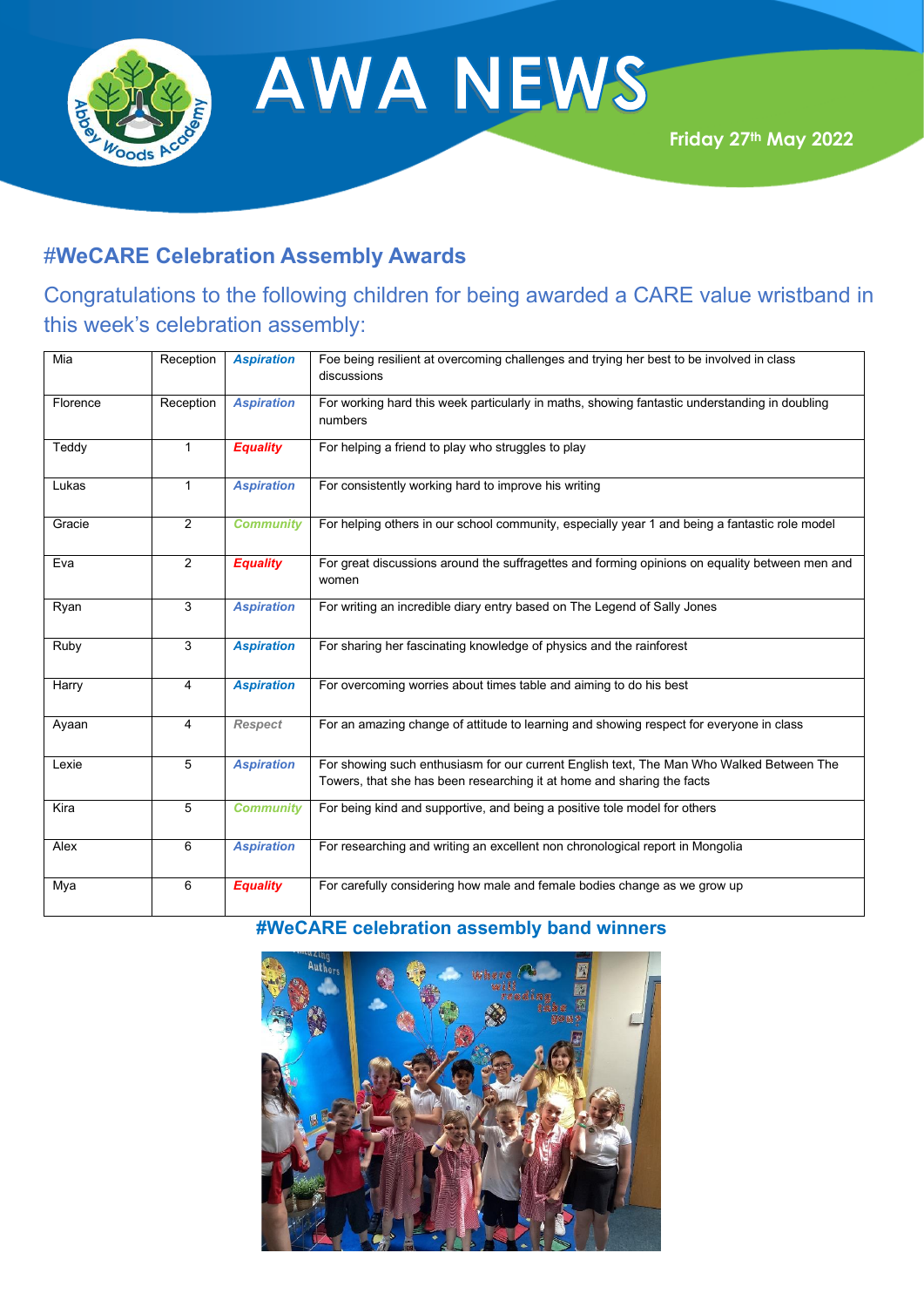# AWA NEWS

**Friday 27th May 2022**

## #WeCARE Celebration Assembly Awards

Congratulations to the following children for being awarded a CARE value wristband in this week's celebration assembly:

| | | | |
|---|---|---|---|
| Mia | Reception | ***Aspiration*** | Foe being resilient at overcoming challenges and trying her best to be involved in class discussions |
| Florence | Reception | ***Aspiration*** | For working hard this week particularly in maths, showing fantastic understanding in doubling numbers |
| Teddy | 1 | ***Equality*** | For helping a friend to play who struggles to play |
| Lukas | 1 | ***Aspiration*** | For consistently working hard to improve his writing |
| Gracie | 2 | ***Community*** | For helping others in our school community, especially year 1 and being a fantastic role model |
| Eva | 2 | ***Equality*** | For great discussions around the suffragettes and forming opinions on equality between men and women |
| Ryan | 3 | ***Aspiration*** | For writing an incredible diary entry based on The Legend of Sally Jones |
| Ruby | 3 | ***Aspiration*** | For sharing her fascinating knowledge of physics and the rainforest |
| Harry | 4 | ***Aspiration*** | For overcoming worries about times table and aiming to do his best |
| Ayaan | 4 | ***Respect*** | For an amazing change of attitude to learning and showing respect for everyone in class |
| Lexie | 5 | ***Aspiration*** | For showing such enthusiasm for our current English text, The Man Who Walked Between The Towers, that she has been researching it at home and sharing the facts |
| Kira | 5 | ***Community*** | For being kind and supportive, and being a positive tole model for others |
| Alex | 6 | ***Aspiration*** | For researching and writing an excellent non chronological report in Mongolia |
| Mya | 6 | ***Equality*** | For carefully considering how male and female bodies change as we grow up |

### #WeCARE celebration assembly band winners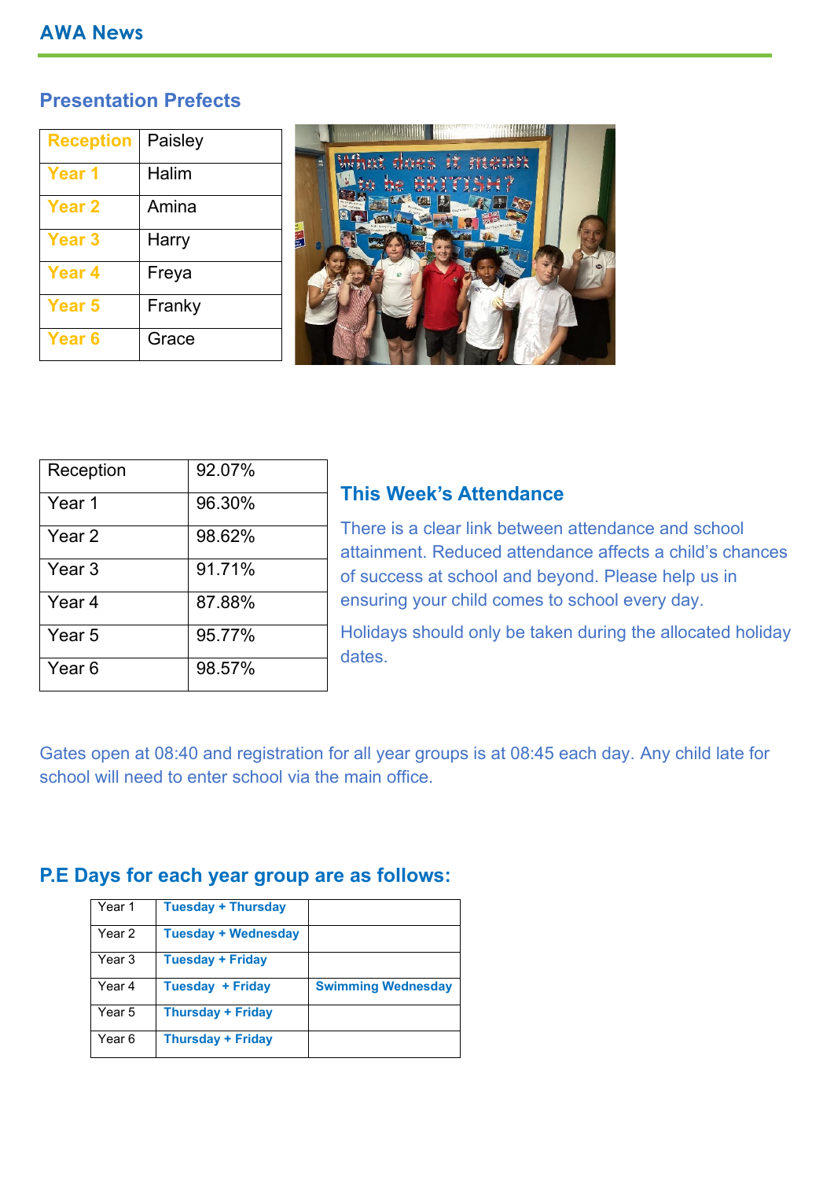# AWA News

## Presentation Prefects

| Reception | Paisley |
|---|---|
| Year 1 | Halim |
| Year 2 | Amina |
| Year 3 | Harry |
| Year 4 | Freya |
| Year 5 | Franky |
| Year 6 | Grace |

| Reception | 92.07% |
|---|---|
| Year 1 | 96.30% |
| Year 2 | 98.62% |
| Year 3 | 91.71% |
| Year 4 | 87.88% |
| Year 5 | 95.77% |
| Year 6 | 98.57% |

## This Week's Attendance

There is a clear link between attendance and school attainment. Reduced attendance affects a child's chances of success at school and beyond. Please help us in ensuring your child comes to school every day.

Holidays should only be taken during the allocated holiday dates.

Gates open at 08:40 and registration for all year groups is at 08:45 each day. Any child late for school will need to enter school via the main office.

## P.E Days for each year group are as follows:

| Year 1 | **Tuesday + Thursday** | |
|---|---|---|
| Year 2 | **Tuesday + Wednesday** | |
| Year 3 | **Tuesday + Friday** | |
| Year 4 | **Tuesday + Friday** | **Swimming Wednesday** |
| Year 5 | **Thursday + Friday** | |
| Year 6 | **Thursday + Friday** | |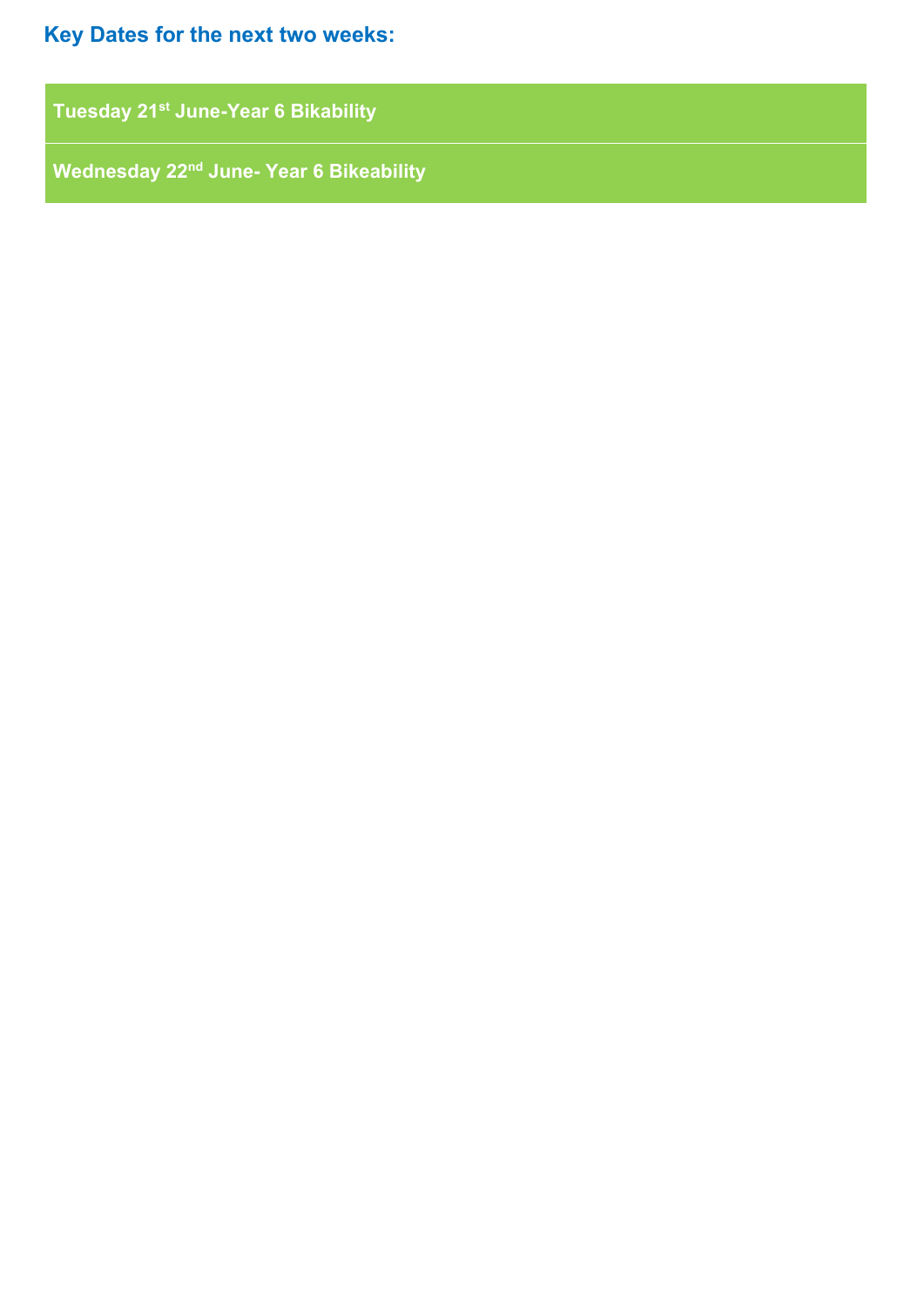## Key Dates for the next two weeks:

| |
|---|
| **Tuesday 21st June-Year 6 Bikability** |
| **Wednesday 22nd June- Year 6 Bikeability** |